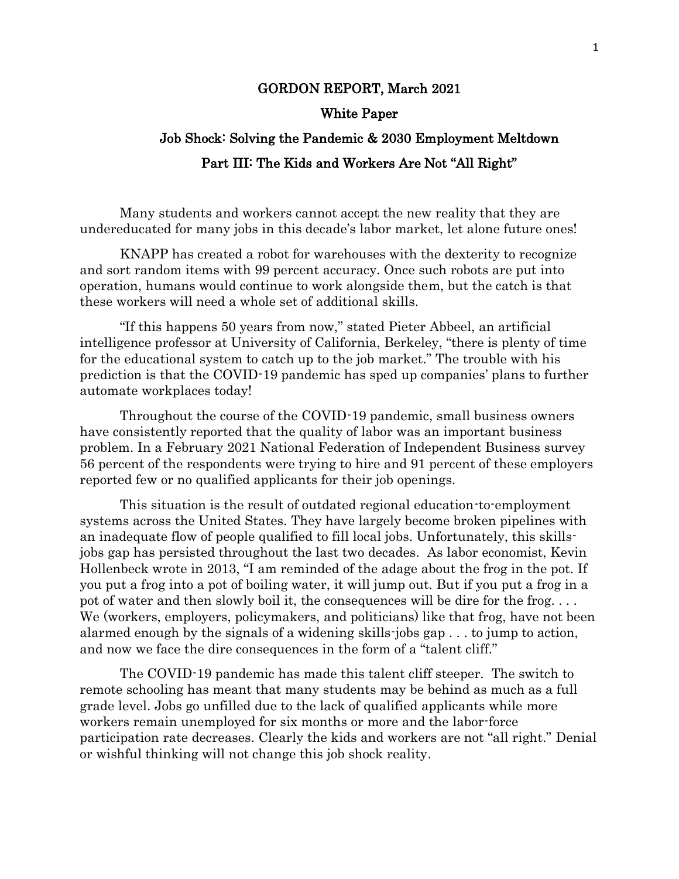# GORDON REPORT, March 2021

## White Paper

## Job Shock: Solving the Pandemic & 2030 Employment Meltdown

## Part III: The Kids and Workers Are Not "All Right"

Many students and workers cannot accept the new reality that they are undereducated for many jobs in this decade's labor market, let alone future ones!

KNAPP has created a robot for warehouses with the dexterity to recognize and sort random items with 99 percent accuracy. Once such robots are put into operation, humans would continue to work alongside them, but the catch is that these workers will need a whole set of additional skills.

"If this happens 50 years from now," stated Pieter Abbeel, an artificial intelligence professor at University of California, Berkeley, "there is plenty of time for the educational system to catch up to the job market." The trouble with his prediction is that the COVID-19 pandemic has sped up companies' plans to further automate workplaces today!

Throughout the course of the COVID-19 pandemic, small business owners have consistently reported that the quality of labor was an important business problem. In a February 2021 National Federation of Independent Business survey 56 percent of the respondents were trying to hire and 91 percent of these employers reported few or no qualified applicants for their job openings.

This situation is the result of outdated regional education-to-employment systems across the United States. They have largely become broken pipelines with an inadequate flow of people qualified to fill local jobs. Unfortunately, this skills-jobs gap has persisted throughout the last two decades. As labor economist, Kevin Hollenbeck wrote in 2013, "I am reminded of the adage about the frog in the pot. If you put a frog into a pot of boiling water, it will jump out. But if you put a frog in a pot of water and then slowly boil it, the consequences will be dire for the frog. . . . We (workers, employers, policymakers, and politicians) like that frog, have not been alarmed enough by the signals of a widening skills-jobs gap . . . to jump to action, and now we face the dire consequences in the form of a "talent cliff."

The COVID-19 pandemic has made this talent cliff steeper. The switch to remote schooling has meant that many students may be behind as much as a full grade level. Jobs go unfilled due to the lack of qualified applicants while more workers remain unemployed for six months or more and the labor-force participation rate decreases. Clearly the kids and workers are not "all right." Denial or wishful thinking will not change this job shock reality.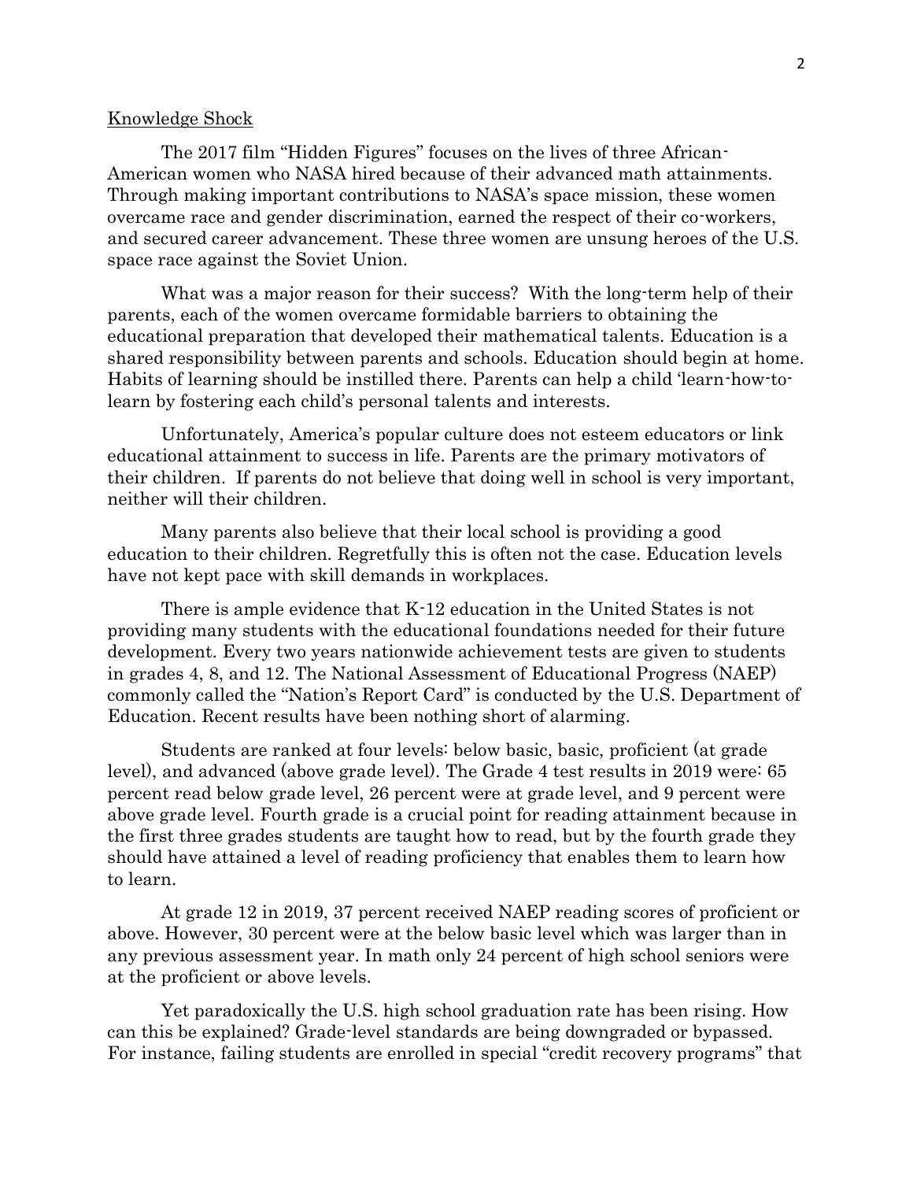Knowledge Shock

The 2017 film "Hidden Figures" focuses on the lives of three African-American women who NASA hired because of their advanced math attainments. Through making important contributions to NASA's space mission, these women overcame race and gender discrimination, earned the respect of their co-workers, and secured career advancement. These three women are unsung heroes of the U.S. space race against the Soviet Union.

What was a major reason for their success? With the long-term help of their parents, each of the women overcame formidable barriers to obtaining the educational preparation that developed their mathematical talents. Education is a shared responsibility between parents and schools. Education should begin at home. Habits of learning should be instilled there. Parents can help a child 'learn-how-to-learn by fostering each child's personal talents and interests.

Unfortunately, America's popular culture does not esteem educators or link educational attainment to success in life. Parents are the primary motivators of their children. If parents do not believe that doing well in school is very important, neither will their children.

Many parents also believe that their local school is providing a good education to their children. Regretfully this is often not the case. Education levels have not kept pace with skill demands in workplaces.

There is ample evidence that K-12 education in the United States is not providing many students with the educational foundations needed for their future development. Every two years nationwide achievement tests are given to students in grades 4, 8, and 12. The National Assessment of Educational Progress (NAEP) commonly called the "Nation's Report Card" is conducted by the U.S. Department of Education. Recent results have been nothing short of alarming.

Students are ranked at four levels: below basic, basic, proficient (at grade level), and advanced (above grade level). The Grade 4 test results in 2019 were: 65 percent read below grade level, 26 percent were at grade level, and 9 percent were above grade level. Fourth grade is a crucial point for reading attainment because in the first three grades students are taught how to read, but by the fourth grade they should have attained a level of reading proficiency that enables them to learn how to learn.

At grade 12 in 2019, 37 percent received NAEP reading scores of proficient or above. However, 30 percent were at the below basic level which was larger than in any previous assessment year. In math only 24 percent of high school seniors were at the proficient or above levels.

Yet paradoxically the U.S. high school graduation rate has been rising. How can this be explained? Grade-level standards are being downgraded or bypassed. For instance, failing students are enrolled in special "credit recovery programs" that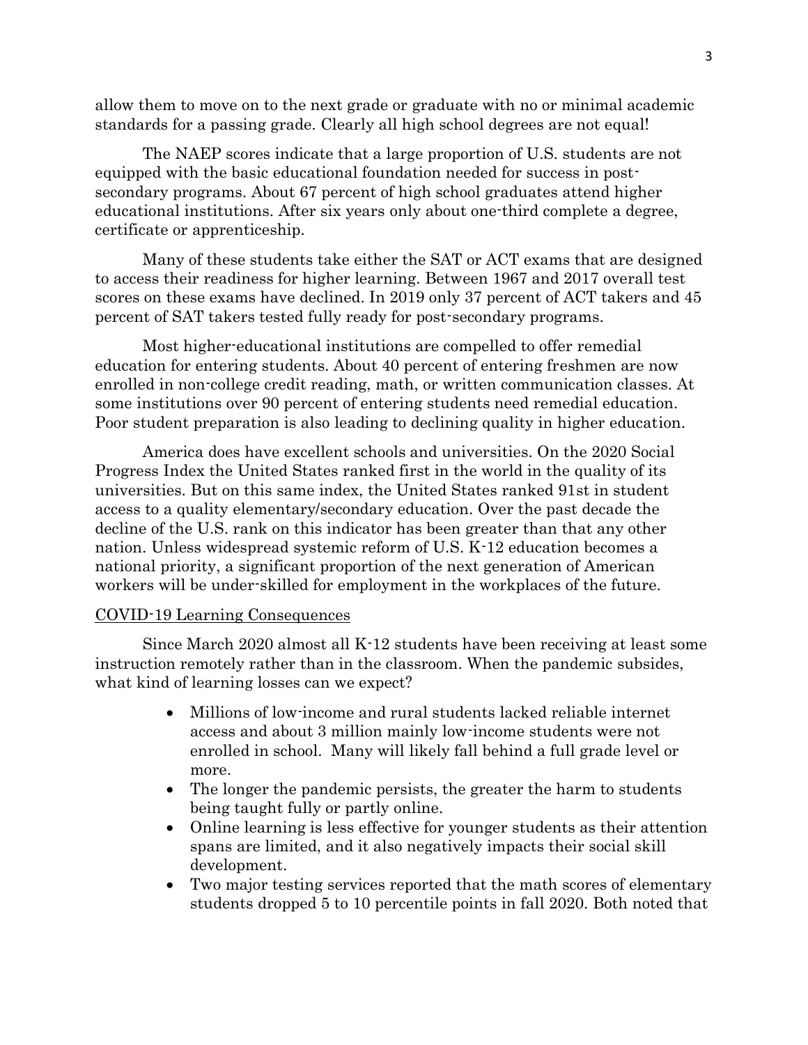allow them to move on to the next grade or graduate with no or minimal academic standards for a passing grade. Clearly all high school degrees are not equal!

The NAEP scores indicate that a large proportion of U.S. students are not equipped with the basic educational foundation needed for success in post-secondary programs. About 67 percent of high school graduates attend higher educational institutions. After six years only about one-third complete a degree, certificate or apprenticeship.

Many of these students take either the SAT or ACT exams that are designed to access their readiness for higher learning. Between 1967 and 2017 overall test scores on these exams have declined. In 2019 only 37 percent of ACT takers and 45 percent of SAT takers tested fully ready for post-secondary programs.

Most higher-educational institutions are compelled to offer remedial education for entering students. About 40 percent of entering freshmen are now enrolled in non-college credit reading, math, or written communication classes. At some institutions over 90 percent of entering students need remedial education. Poor student preparation is also leading to declining quality in higher education.

America does have excellent schools and universities. On the 2020 Social Progress Index the United States ranked first in the world in the quality of its universities. But on this same index, the United States ranked 91st in student access to a quality elementary/secondary education. Over the past decade the decline of the U.S. rank on this indicator has been greater than that any other nation. Unless widespread systemic reform of U.S. K-12 education becomes a national priority, a significant proportion of the next generation of American workers will be under-skilled for employment in the workplaces of the future.

<u>COVID-19 Learning Consequences</u>

Since March 2020 almost all K-12 students have been receiving at least some instruction remotely rather than in the classroom. When the pandemic subsides, what kind of learning losses can we expect?

- Millions of low-income and rural students lacked reliable internet access and about 3 million mainly low-income students were not enrolled in school. Many will likely fall behind a full grade level or more.
- The longer the pandemic persists, the greater the harm to students being taught fully or partly online.
- Online learning is less effective for younger students as their attention spans are limited, and it also negatively impacts their social skill development.
- Two major testing services reported that the math scores of elementary students dropped 5 to 10 percentile points in fall 2020. Both noted that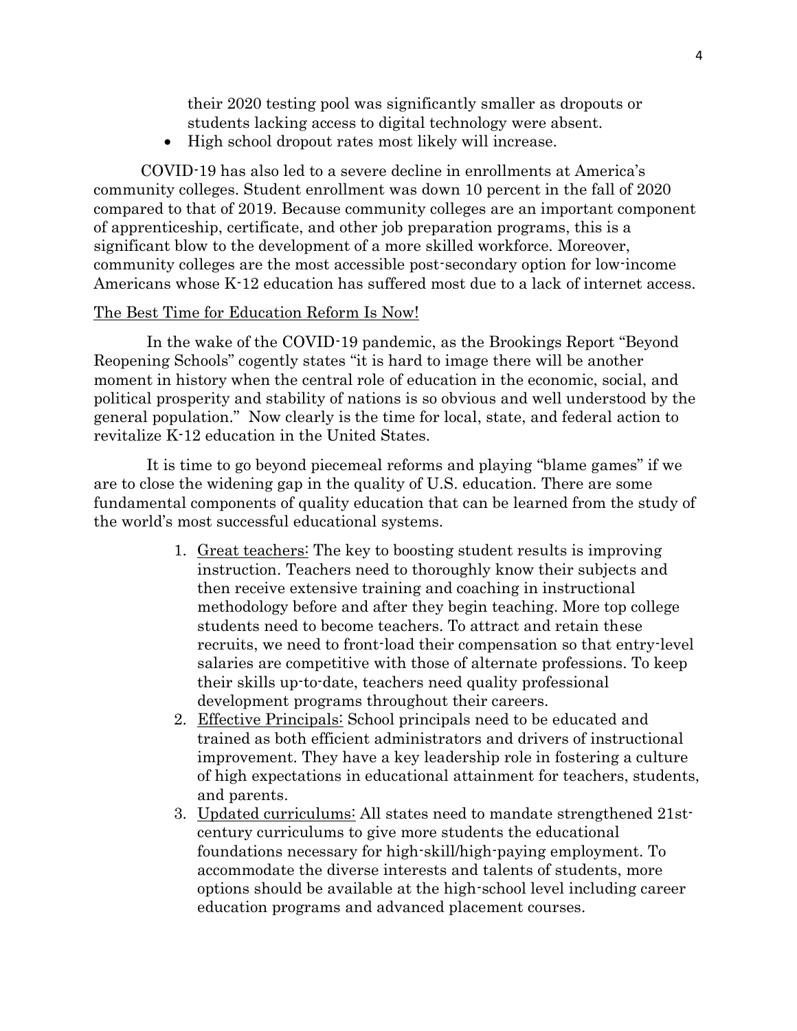their 2020 testing pool was significantly smaller as dropouts or students lacking access to digital technology were absent.

- High school dropout rates most likely will increase.

COVID-19 has also led to a severe decline in enrollments at America's community colleges. Student enrollment was down 10 percent in the fall of 2020 compared to that of 2019. Because community colleges are an important component of apprenticeship, certificate, and other job preparation programs, this is a significant blow to the development of a more skilled workforce. Moreover, community colleges are the most accessible post-secondary option for low-income Americans whose K-12 education has suffered most due to a lack of internet access.

## The Best Time for Education Reform Is Now!

In the wake of the COVID-19 pandemic, as the Brookings Report "Beyond Reopening Schools" cogently states "it is hard to image there will be another moment in history when the central role of education in the economic, social, and political prosperity and stability of nations is so obvious and well understood by the general population." Now clearly is the time for local, state, and federal action to revitalize K-12 education in the United States.

It is time to go beyond piecemeal reforms and playing "blame games" if we are to close the widening gap in the quality of U.S. education. There are some fundamental components of quality education that can be learned from the study of the world's most successful educational systems.

1. Great teachers: The key to boosting student results is improving instruction. Teachers need to thoroughly know their subjects and then receive extensive training and coaching in instructional methodology before and after they begin teaching. More top college students need to become teachers. To attract and retain these recruits, we need to front-load their compensation so that entry-level salaries are competitive with those of alternate professions. To keep their skills up-to-date, teachers need quality professional development programs throughout their careers.
2. Effective Principals: School principals need to be educated and trained as both efficient administrators and drivers of instructional improvement. They have a key leadership role in fostering a culture of high expectations in educational attainment for teachers, students, and parents.
3. Updated curriculums: All states need to mandate strengthened 21st-century curriculums to give more students the educational foundations necessary for high-skill/high-paying employment. To accommodate the diverse interests and talents of students, more options should be available at the high-school level including career education programs and advanced placement courses.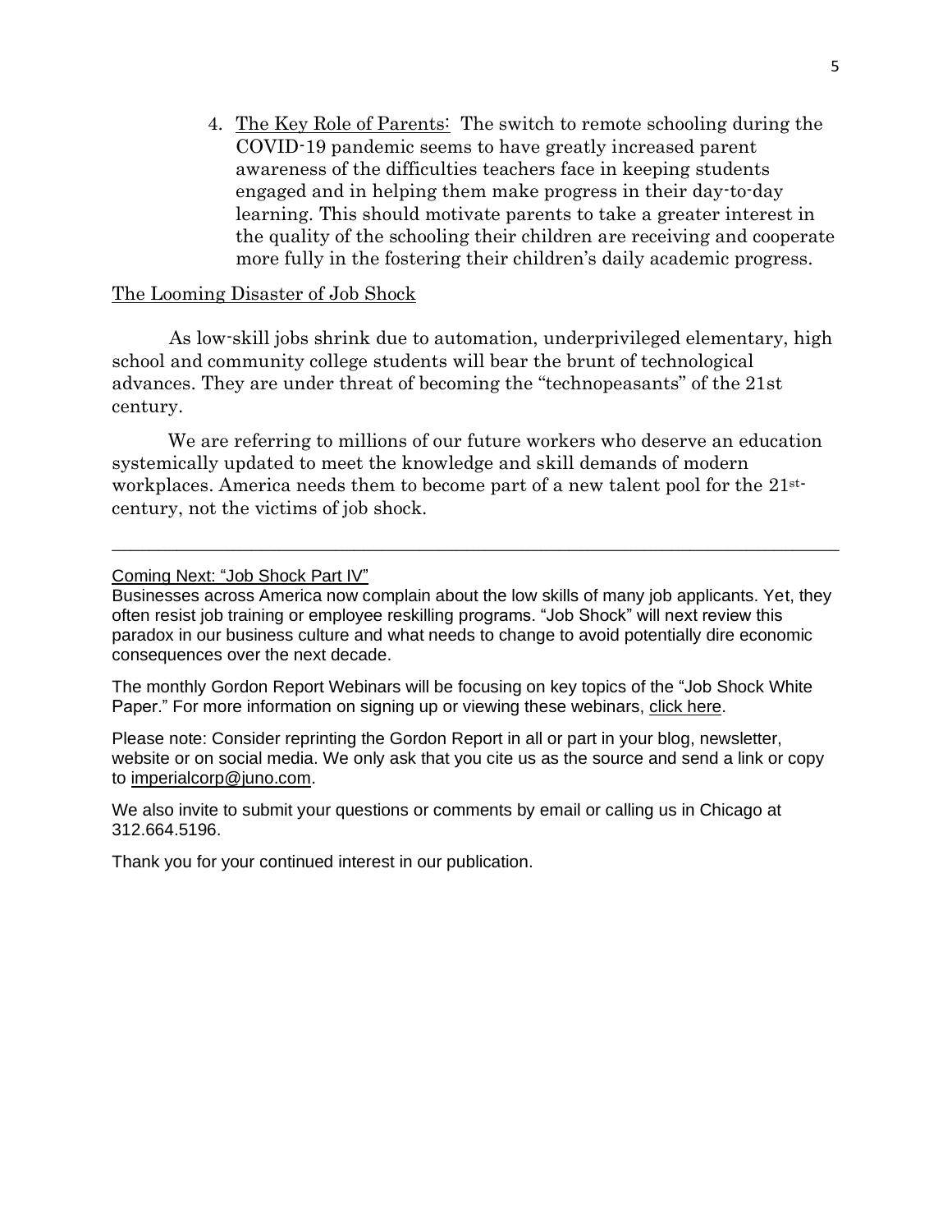4. The Key Role of Parents: The switch to remote schooling during the COVID-19 pandemic seems to have greatly increased parent awareness of the difficulties teachers face in keeping students engaged and in helping them make progress in their day-to-day learning. This should motivate parents to take a greater interest in the quality of the schooling their children are receiving and cooperate more fully in the fostering their children's daily academic progress.

## The Looming Disaster of Job Shock

As low-skill jobs shrink due to automation, underprivileged elementary, high school and community college students will bear the brunt of technological advances. They are under threat of becoming the "technopeasants" of the 21st century.

We are referring to millions of our future workers who deserve an education systemically updated to meet the knowledge and skill demands of modern workplaces. America needs them to become part of a new talent pool for the 21st-century, not the victims of job shock.

---

Coming Next: "Job Shock Part IV"

Businesses across America now complain about the low skills of many job applicants. Yet, they often resist job training or employee reskilling programs. "Job Shock" will next review this paradox in our business culture and what needs to change to avoid potentially dire economic consequences over the next decade.

The monthly Gordon Report Webinars will be focusing on key topics of the "Job Shock White Paper." For more information on signing up or viewing these webinars, click here.

Please note: Consider reprinting the Gordon Report in all or part in your blog, newsletter, website or on social media. We only ask that you cite us as the source and send a link or copy to imperialcorp@juno.com.

We also invite to submit your questions or comments by email or calling us in Chicago at 312.664.5196.

Thank you for your continued interest in our publication.